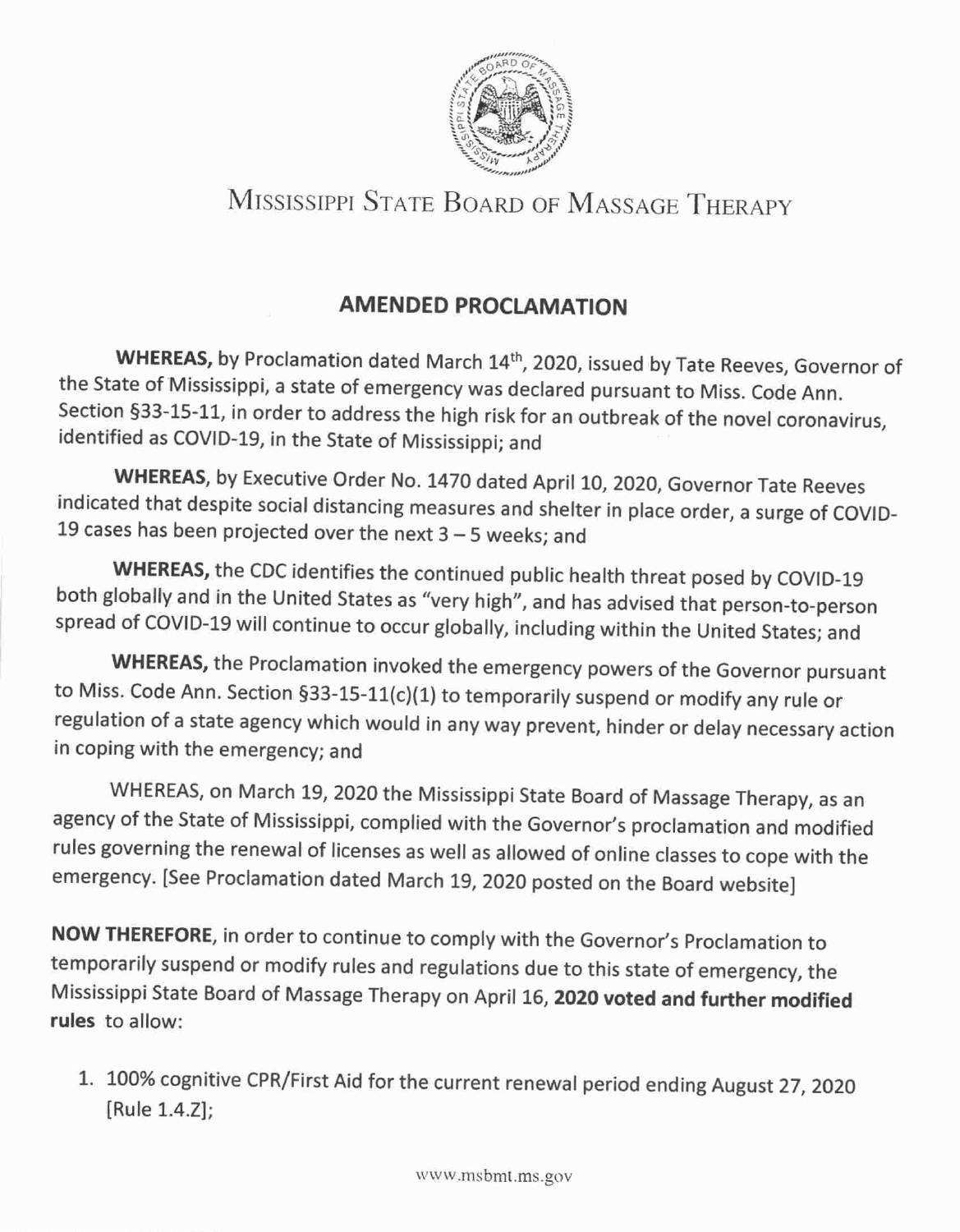# MISSISSIPPI STATE BOARD OF MASSAGE THERAPY

## AMENDED PROCLAMATION

**WHEREAS,** by Proclamation dated March 14th, 2020, issued by Tate Reeves, Governor of the State of Mississippi, a state of emergency was declared pursuant to Miss. Code Ann. Section §33-15-11, in order to address the high risk for an outbreak of the novel coronavirus, identified as COVID-19, in the State of Mississippi; and

**WHEREAS**, by Executive Order No. 1470 dated April 10, 2020, Governor Tate Reeves indicated that despite social distancing measures and shelter in place order, a surge of COVID-19 cases has been projected over the next 3 – 5 weeks; and

**WHEREAS,** the CDC identifies the continued public health threat posed by COVID-19 both globally and in the United States as "very high", and has advised that person-to-person spread of COVID-19 will continue to occur globally, including within the United States; and

**WHEREAS,** the Proclamation invoked the emergency powers of the Governor pursuant to Miss. Code Ann. Section §33-15-11(c)(1) to temporarily suspend or modify any rule or regulation of a state agency which would in any way prevent, hinder or delay necessary action in coping with the emergency; and

WHEREAS, on March 19, 2020 the Mississippi State Board of Massage Therapy, as an agency of the State of Mississippi, complied with the Governor's proclamation and modified rules governing the renewal of licenses as well as allowed of online classes to cope with the emergency. [See Proclamation dated March 19, 2020 posted on the Board website]

**NOW THEREFORE**, in order to continue to comply with the Governor's Proclamation to temporarily suspend or modify rules and regulations due to this state of emergency, the Mississippi State Board of Massage Therapy on April 16, **2020 voted and further modified rules** to allow:

1. 100% cognitive CPR/First Aid for the current renewal period ending August 27, 2020 [Rule 1.4.Z];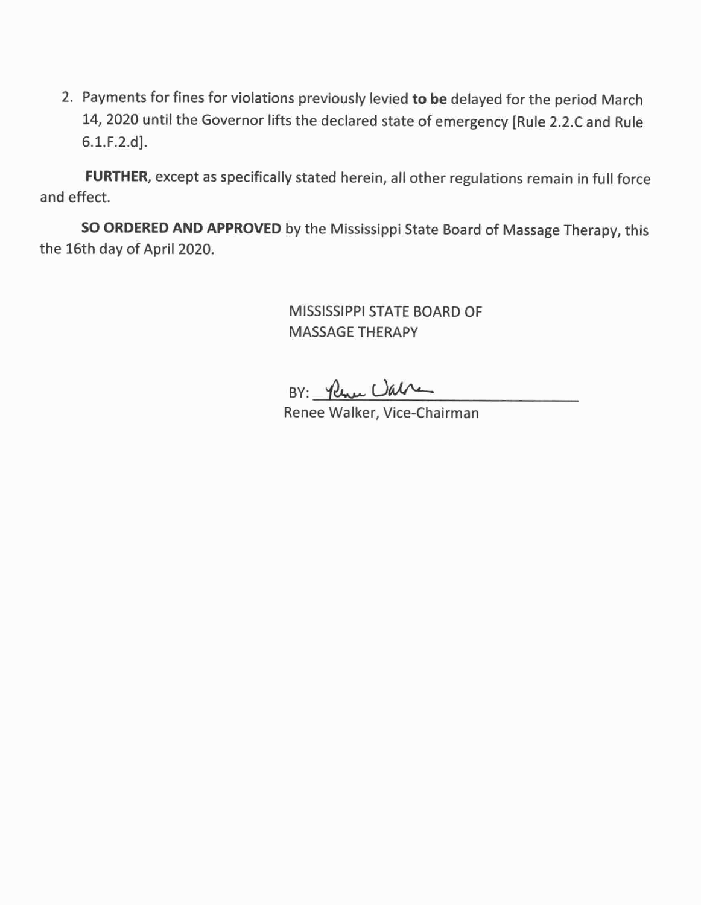2. Payments for fines for violations previously levied **to be** delayed for the period March 14, 2020 until the Governor lifts the declared state of emergency [Rule 2.2.C and Rule 6.1.F.2.d].

**FURTHER**, except as specifically stated herein, all other regulations remain in full force and effect.

**SO ORDERED AND APPROVED** by the Mississippi State Board of Massage Therapy, this the 16th day of April 2020.

MISSISSIPPI STATE BOARD OF
MASSAGE THERAPY

BY: Renee Walker

Renee Walker, Vice-Chairman